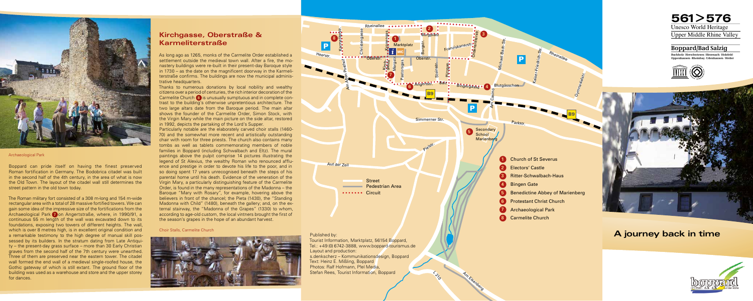Archaeological Park

Boppard can pride itself on having the finest preserved Roman fortification in Germany. The Bodobrica citadel was built in the second half of the 4th century, in the area of what is now the Old Town. The layout of the citadel wall still determines the street pattern in the old town today.

The Roman military fort consisted of a 308 m-long and 154 m-wide rectangular area with a total of 28 massive fortified towers. We can gain some idea of the impressive size of the fortifications from the Archaeological Park 7 on Angertstraße, where, in 1990/91, a continuous 55 m length of the wall was excavated down to its foundations, exposing two towers of different heights. The wall, which is over 8 metres high, is in excellent original condition and a remarkable testimony to the high degree of manual skill possessed by its builders. In the stratum dating from Late Antiquity – the present-day grass surface – more than 30 Early Christian graves from the second half of the 7th century were unearthed. Three of them are preserved near the eastern tower. The citadel wall formed the end wall of a medieval single-roofed house, the Gothic gateway of which is still extant. The ground floor of the building was used as a warehouse and store and the upper storey for dances.

## Kirchgasse, Oberstraße & Karmeliterstraße

As long ago as 1265, monks of the Carmelite Order established a settlement outside the medieval town wall. After a fire, the monastery buildings were re-built in their present-day Baroque style in 1730 – as the date on the magnificent doorway in the Karmeliterstraße confirms. The buildings are now the municipal administrative headquarters.

Thanks to numerous donations by local nobility and wealthy citizens over a period of centuries, the rich interior decoration of the Carmelite Church 8 is unusually sumptuous and in complete contrast to the building's otherwise unpretentious architecture. The two large altars date from the Baroque period. The main altar shows the founder of the Carmelite Order, Simon Stock, with the Virgin Mary while the main picture on the side altar, restored in 1992, depicts the partaking of the Lord's Supper.

Particularly notable are the elaborately carved choir stalls (1460-70) and the somewhat more recent and artistically outstanding chair with room for three priests. The church also contains many tombs as well as tablets commemorating members of noble families in Boppard (including Schwalbach and Eltz). The mural paintings above the pulpit comprise 14 pictures illustrating the legend of St Alexius, the wealthy Roman who renounced affluence and prestige in order to devote his life to the poor, and in so doing spent 17 years unrecognised beneath the steps of his parental home until his death. Evidence of the veneration of the Virgin Mary, a particularly distinguishing feature of the Carmelite Order, is found in the many representations of the Madonna – the Baroque "Mary with Rosary", for example, hovering above the believers in front of the chancel; the Pieta (1430), the "Standing Madonna with Child" (1480), beneath the gallery; and, on the external stairway, the "Madonna of the Grapes" (1330) to whom, according to age-old custom, the local vintners brought the first of the season's grapes in the hope of an abundant harvest.

Choir Stalls, Carmelite Church

Street
Pedestrian Area
Circuit

1. Church of St Severus
2. Electors' Castle
3. Ritter-Schwalbach-Haus
4. Bingen Gate
5. Benedictine Abbey of Marienberg
6. Protestant Christ Church
7. Archaeological Park
8. Carmelite Church

Published by:
Tourist Information, Marktplatz, 56154 Boppard,
Tel.: +49 (0) 6742-3888, www.boppard-tourismus.de
Layout and production:
s.denkscherz – Kommunikationsdesign, Boppard
Text: Heinz E. Mißling, Boppard
Photos: Ralf Hofmann, Pfel Media,
Stefan Rees, Tourist Information, Boppard

# 561>576

Unesco World Heritage
Upper Middle Rhine Valley

**Boppard/Bad Salzig**

Buchholz · Herschwiesen · Hirzenach · Holzfeld · Oppenhausen · Rheinbay · Udenhausen · Weiler

## A journey back in time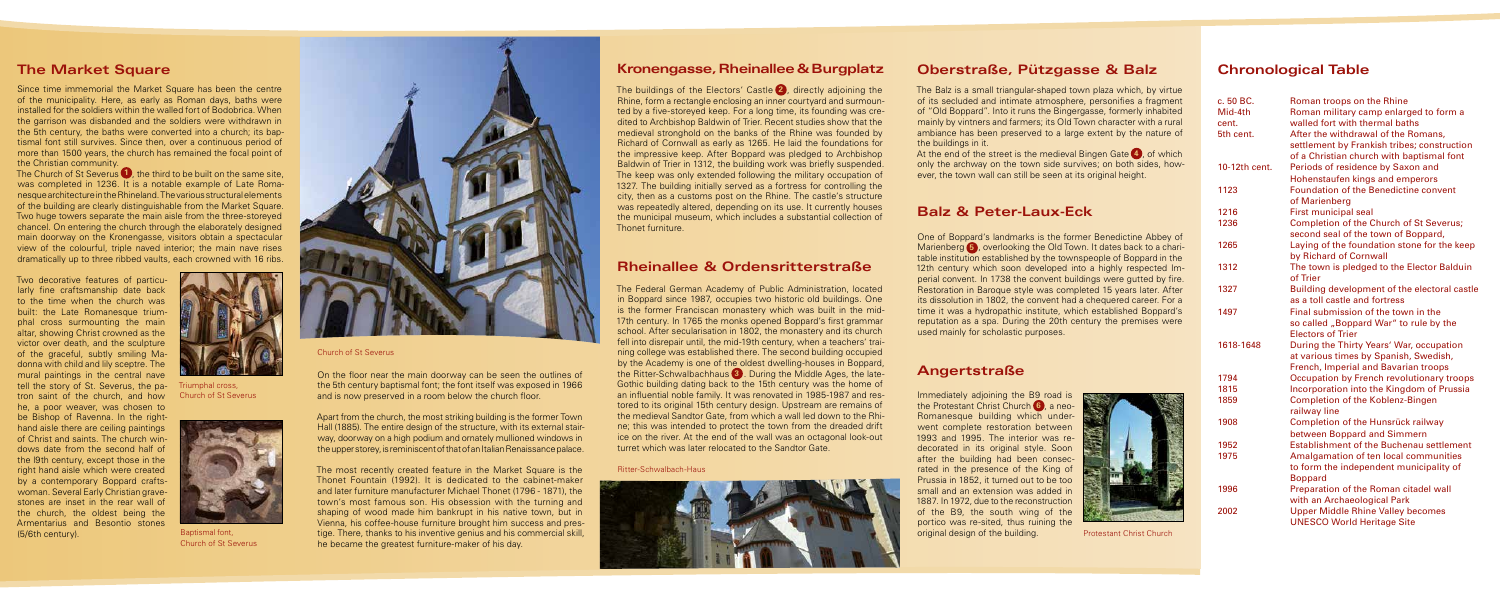## The Market Square

Since time immemorial the Market Square has been the centre of the municipality. Here, as early as Roman days, baths were installed for the soldiers within the walled fort of Bodobrica. When the garrison was disbanded and the soldiers were withdrawn in the 5th century, the baths were converted into a church; its baptismal font still survives. Since then, over a continuous period of more than 1500 years, the church has remained the focal point of the Christian community.

The Church of St Severus **1**, the third to be built on the same site, was completed in 1236. It is a notable example of Late Romanesque architecture in the Rhineland. The various structural elements of the building are clearly distinguishable from the Market Square. Two huge towers separate the main aisle from the three-storeyed chancel. On entering the church through the elaborately designed main doorway on the Kronengasse, visitors obtain a spectacular view of the colourful, triple naved interior; the main nave rises dramatically up to three ribbed vaults, each crowned with 16 ribs.

Two decorative features of particularly fine craftsmanship date back to the time when the church was built: the Late Romanesque triumphal cross surmounting the main altar, showing Christ crowned as the victor over death, and the sculpture of the graceful, subtly smiling Madonna with child and lily sceptre. The mural paintings in the central nave tell the story of St. Severus, the patron saint of the church, and how he, a poor weaver, was chosen to be Bishop of Ravenna. In the right-hand aisle there are ceiling paintings of Christ and saints. The church windows date from the second half of the l9th century, except those in the right hand aisle which were created by a contemporary Boppard craftswoman. Several Early Christian gravestones are inset in the rear wall of the church, the oldest being the Armentarius and Besontio stones (5/6th century).

Triumphal cross, Church of St Severus

Baptismal font, Church of St Severus

Church of St Severus

On the floor near the main doorway can be seen the outlines of the 5th century baptismal font; the font itself was exposed in 1966 and is now preserved in a room below the church floor.

Apart from the church, the most striking building is the former Town Hall (1885). The entire design of the structure, with its external stairway, doorway on a high podium and ornately mullioned windows in the upper storey, is reminiscent of that of an Italian Renaissance palace.

The most recently created feature in the Market Square is the Thonet Fountain (1992). It is dedicated to the cabinet-maker and later furniture manufacturer Michael Thonet (1796 - 1871), the town's most famous son. His obsession with the turning and shaping of wood made him bankrupt in his native town, but in Vienna, his coffee-house furniture brought him success and prestige. There, thanks to his inventive genius and his commercial skill, he became the greatest furniture-maker of his day.

## Kronengasse, Rheinallee & Burgplatz

The buildings of the Electors' Castle **2**, directly adjoining the Rhine, form a rectangle enclosing an inner courtyard and surmounted by a five-storeyed keep. For a long time, its founding was credited to Archbishop Baldwin of Trier. Recent studies show that the medieval stronghold on the banks of the Rhine was founded by Richard of Cornwall as early as 1265. He laid the foundations for the impressive keep. After Boppard was pledged to Archbishop Baldwin of Trier in 1312, the building work was briefly suspended. The keep was only extended following the military occupation of 1327. The building initially served as a fortress for controlling the city, then as a customs post on the Rhine. The castle's structure was repeatedly altered, depending on its use. It currently houses the municipal museum, which includes a substantial collection of Thonet furniture.

## Rheinallee & Ordensritterstraße

The Federal German Academy of Public Administration, located in Boppard since 1987, occupies two historic old buildings. One is the former Franciscan monastery which was built in the mid-17th century. In 1765 the monks opened Boppard's first grammar school. After secularisation in 1802, the monastery and its church fell into disrepair until, the mid-19th century, when a teachers' training college was established there. The second building occupied by the Academy is one of the oldest dwelling-houses in Boppard, the Ritter-Schwalbachhaus **3**. During the Middle Ages, the late-Gothic building dating back to the 15th century was the home of an influential noble family. It was renovated in 1985-1987 and restored to its original 15th century design. Upstream are remains of the medieval Sandtor Gate, from which a wall led down to the Rhine; this was intended to protect the town from the dreaded drift ice on the river. At the end of the wall was an octagonal look-out turret which was later relocated to the Sandtor Gate.

Ritter-Schwalbach-Haus

## Oberstraße, Pützgasse & Balz

The Balz is a small triangular-shaped town plaza which, by virtue of its secluded and intimate atmosphere, personifies a fragment of "Old Boppard". Into it runs the Bingergasse, formerly inhabited mainly by vintners and farmers; its Old Town character with a rural ambiance has been preserved to a large extent by the nature of the buildings in it.

At the end of the street is the medieval Bingen Gate **4**, of which only the archway on the town side survives; on both sides, however, the town wall can still be seen at its original height.

## Balz & Peter-Laux-Eck

One of Boppard's landmarks is the former Benedictine Abbey of Marienberg **5**, overlooking the Old Town. It dates back to a charitable institution established by the townspeople of Boppard in the 12th century which soon developed into a highly respected Imperial convent. In 1738 the convent buildings were gutted by fire. Restoration in Baroque style was completed 15 years later. After its dissolution in 1802, the convent had a chequered career. For a time it was a hydropathic institute, which established Boppard's reputation as a spa. During the 20th century the premises were used mainly for scholastic purposes.

## Angertstraße

Immediately adjoining the B9 road is the Protestant Christ Church **6**, a neo-Romanesque building which underwent complete restoration between 1993 and 1995. The interior was redecorated in its original style. Soon after the building had been consecrated in the presence of the King of Prussia in 1852, it turned out to be too small and an extension was added in 1887. In 1972, due to the reconstruction of the B9, the south wing of the portico was re-sited, thus ruining the original design of the building.

Protestant Christ Church

## Chronological Table

| | |
|---|---|
| c. 50 BC. | Roman troops on the Rhine |
| Mid-4th cent. | Roman military camp enlarged to form a walled fort with thermal baths |
| 5th cent. | After the withdrawal of the Romans, settlement by Frankish tribes; construction of a Christian church with baptismal font |
| 10-12th cent. | Periods of residence by Saxon and Hohenstaufen kings and emperors |
| 1123 | Foundation of the Benedictine convent of Marienberg |
| 1216 | First municipal seal |
| 1236 | Completion of the Church of St Severus; second seal of the town of Boppard, |
| 1265 | Laying of the foundation stone for the keep by Richard of Cornwall |
| 1312 | The town is pledged to the Elector Balduin of Trier |
| 1327 | Building development of the electoral castle as a toll castle and fortress |
| 1497 | Final submission of the town in the so called „Boppard War" to the rule by the Electors of Trier |
| 1618-1648 | During the Thirty Years' War, occupation at various times by Spanish, Swedish, French, Imperial and Bavarian troops |
| 1794 | Occupation by French revolutionary troops |
| 1815 | Incorporation into the Kingdom of Prussia |
| 1859 | Completion of the Koblenz-Bingen railway line |
| 1908 | Completion of the Hunsrück railway between Boppard and Simmern |
| 1952 | Establishment of the Buchenau settlement |
| 1975 | Amalgamation of ten local communities to form the independent municipality of Boppard |
| 1996 | Preparation of the Roman citadel wall with an Archaeological Park |
| 2002 | Upper Middle Rhine Valley becomes UNESCO World Heritage Site |